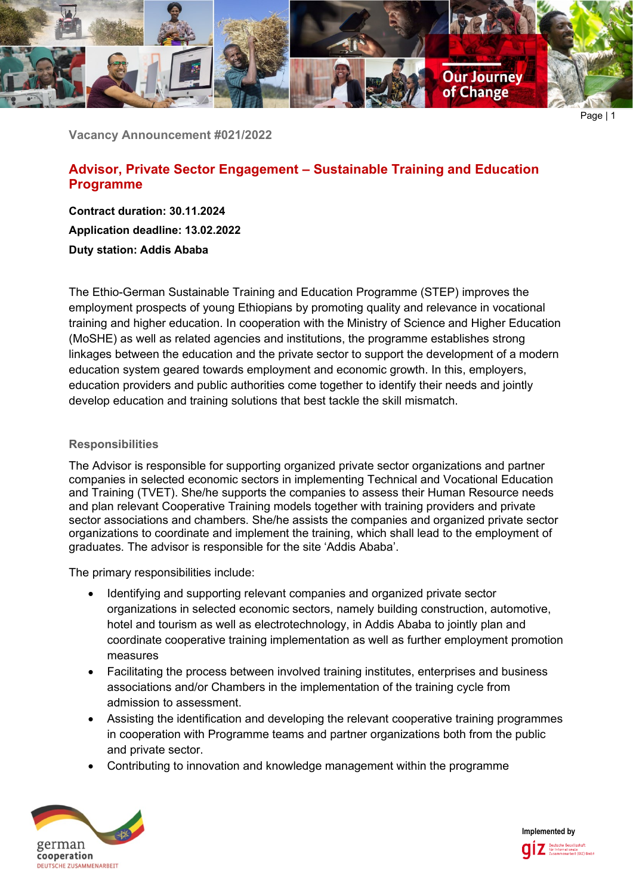Vacancy Announcement #021/2022

# Advisor, Private Sector Engagement – Sustainable Training and Education Programme

**Contract duration: 30.11.2024**

**Application deadline: 13.02.2022**

**Duty station: Addis Ababa**

The Ethio-German Sustainable Training and Education Programme (STEP) improves the employment prospects of young Ethiopians by promoting quality and relevance in vocational training and higher education. In cooperation with the Ministry of Science and Higher Education (MoSHE) as well as related agencies and institutions, the programme establishes strong linkages between the education and the private sector to support the development of a modern education system geared towards employment and economic growth. In this, employers, education providers and public authorities come together to identify their needs and jointly develop education and training solutions that best tackle the skill mismatch.

## Responsibilities

The Advisor is responsible for supporting organized private sector organizations and partner companies in selected economic sectors in implementing Technical and Vocational Education and Training (TVET). She/he supports the companies to assess their Human Resource needs and plan relevant Cooperative Training models together with training providers and private sector associations and chambers. She/he assists the companies and organized private sector organizations to coordinate and implement the training, which shall lead to the employment of graduates. The advisor is responsible for the site 'Addis Ababa'.

The primary responsibilities include:

- Identifying and supporting relevant companies and organized private sector organizations in selected economic sectors, namely building construction, automotive, hotel and tourism as well as electrotechnology, in Addis Ababa to jointly plan and coordinate cooperative training implementation as well as further employment promotion measures
- Facilitating the process between involved training institutes, enterprises and business associations and/or Chambers in the implementation of the training cycle from admission to assessment.
- Assisting the identification and developing the relevant cooperative training programmes in cooperation with Programme teams and partner organizations both from the public and private sector.
- Contributing to innovation and knowledge management within the programme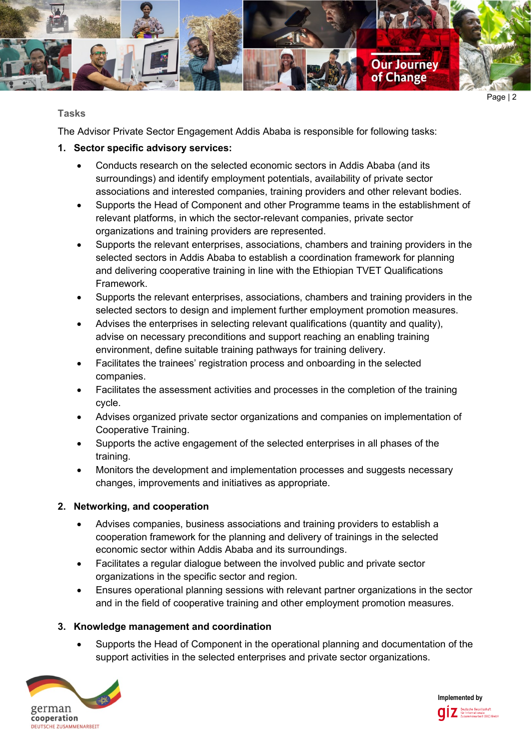## Tasks

The Advisor Private Sector Engagement Addis Ababa is responsible for following tasks:

1. **Sector specific advisory services:**
   - Conducts research on the selected economic sectors in Addis Ababa (and its surroundings) and identify employment potentials, availability of private sector associations and interested companies, training providers and other relevant bodies.
   - Supports the Head of Component and other Programme teams in the establishment of relevant platforms, in which the sector-relevant companies, private sector organizations and training providers are represented.
   - Supports the relevant enterprises, associations, chambers and training providers in the selected sectors in Addis Ababa to establish a coordination framework for planning and delivering cooperative training in line with the Ethiopian TVET Qualifications Framework.
   - Supports the relevant enterprises, associations, chambers and training providers in the selected sectors to design and implement further employment promotion measures.
   - Advises the enterprises in selecting relevant qualifications (quantity and quality), advise on necessary preconditions and support reaching an enabling training environment, define suitable training pathways for training delivery.
   - Facilitates the trainees' registration process and onboarding in the selected companies.
   - Facilitates the assessment activities and processes in the completion of the training cycle.
   - Advises organized private sector organizations and companies on implementation of Cooperative Training.
   - Supports the active engagement of the selected enterprises in all phases of the training.
   - Monitors the development and implementation processes and suggests necessary changes, improvements and initiatives as appropriate.

2. **Networking, and cooperation**
   - Advises companies, business associations and training providers to establish a cooperation framework for the planning and delivery of trainings in the selected economic sector within Addis Ababa and its surroundings.
   - Facilitates a regular dialogue between the involved public and private sector organizations in the specific sector and region.
   - Ensures operational planning sessions with relevant partner organizations in the sector and in the field of cooperative training and other employment promotion measures.

3. **Knowledge management and coordination**
   - Supports the Head of Component in the operational planning and documentation of the support activities in the selected enterprises and private sector organizations.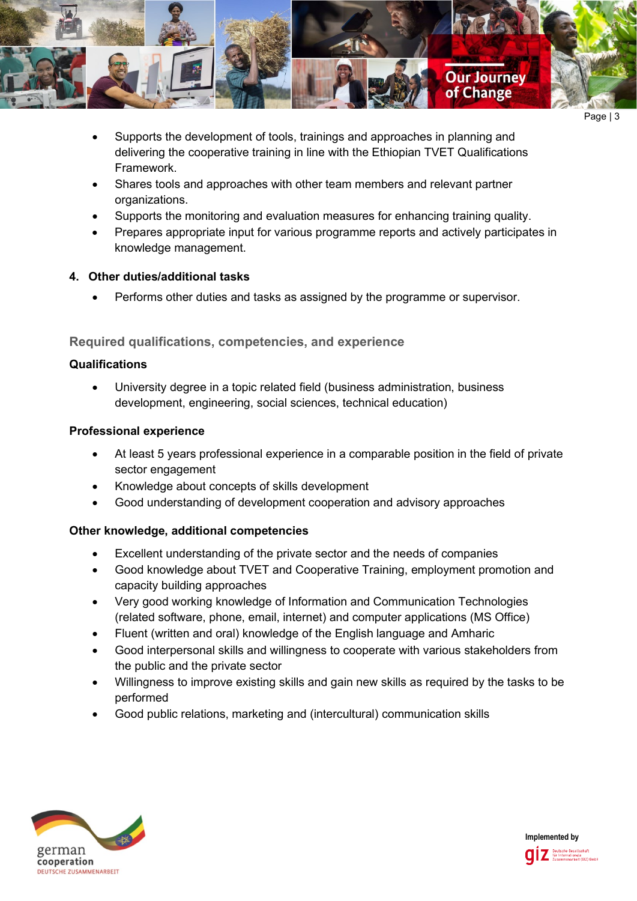- Supports the development of tools, trainings and approaches in planning and delivering the cooperative training in line with the Ethiopian TVET Qualifications Framework.
- Shares tools and approaches with other team members and relevant partner organizations.
- Supports the monitoring and evaluation measures for enhancing training quality.
- Prepares appropriate input for various programme reports and actively participates in knowledge management.

### 4. Other duties/additional tasks

- Performs other duties and tasks as assigned by the programme or supervisor.

## Required qualifications, competencies, and experience

### Qualifications

- University degree in a topic related field (business administration, business development, engineering, social sciences, technical education)

### Professional experience

- At least 5 years professional experience in a comparable position in the field of private sector engagement
- Knowledge about concepts of skills development
- Good understanding of development cooperation and advisory approaches

### Other knowledge, additional competencies

- Excellent understanding of the private sector and the needs of companies
- Good knowledge about TVET and Cooperative Training, employment promotion and capacity building approaches
- Very good working knowledge of Information and Communication Technologies (related software, phone, email, internet) and computer applications (MS Office)
- Fluent (written and oral) knowledge of the English language and Amharic
- Good interpersonal skills and willingness to cooperate with various stakeholders from the public and the private sector
- Willingness to improve existing skills and gain new skills as required by the tasks to be performed
- Good public relations, marketing and (intercultural) communication skills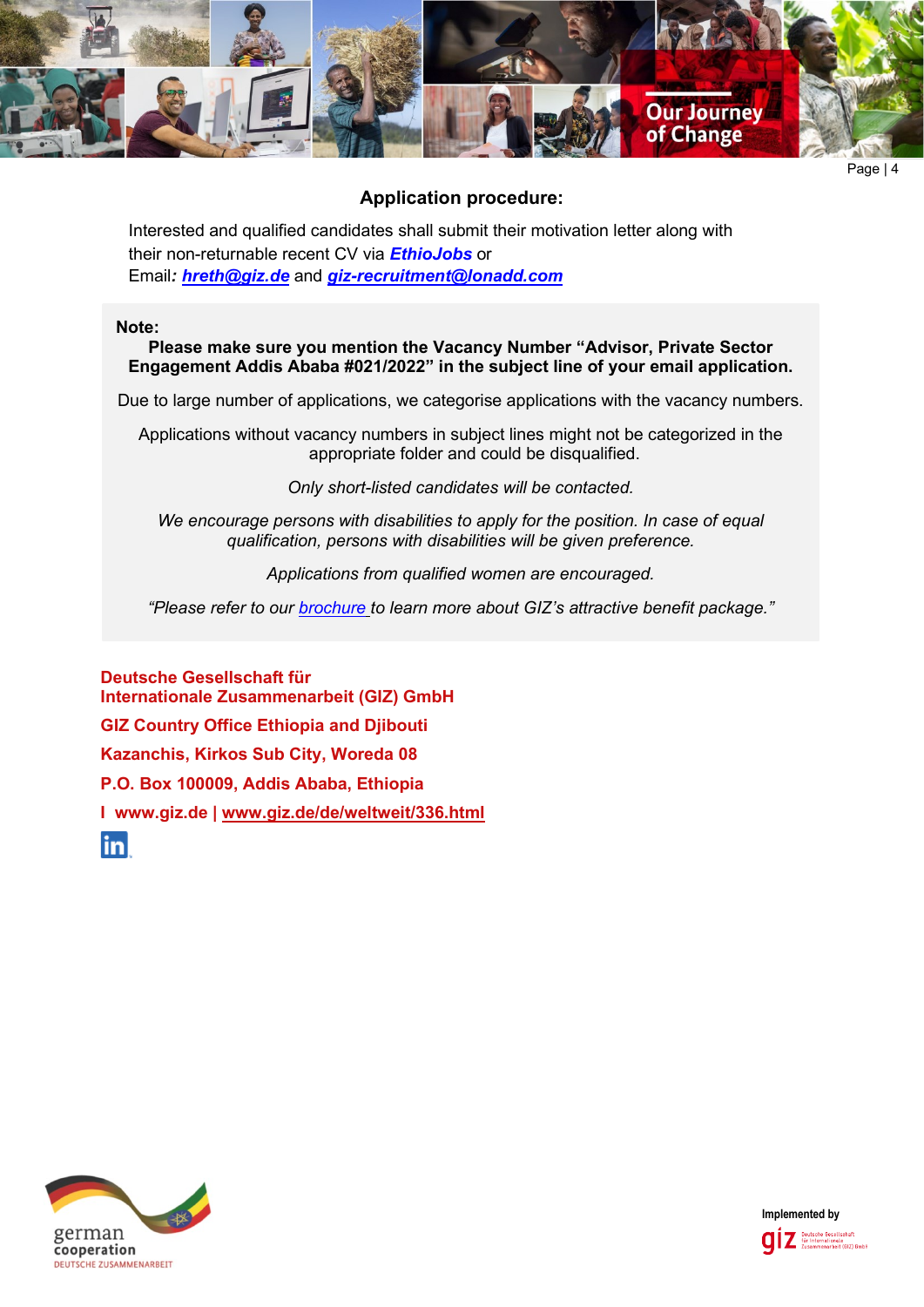## Application procedure:

Interested and qualified candidates shall submit their motivation letter along with their non-returnable recent CV via ***EthioJobs*** or
Email***:*** ***hreth@giz.de*** and ***giz-recruitment@lonadd.com***

**Note:**

**Please make sure you mention the Vacancy Number "Advisor, Private Sector Engagement Addis Ababa #021/2022" in the subject line of your email application.**

Due to large number of applications, we categorise applications with the vacancy numbers.

Applications without vacancy numbers in subject lines might not be categorized in the appropriate folder and could be disqualified.

*Only short-listed candidates will be contacted.*

*We encourage persons with disabilities to apply for the position. In case of equal qualification, persons with disabilities will be given preference.*

*Applications from qualified women are encouraged.*

*"Please refer to our brochure to learn more about GIZ's attractive benefit package."*

**Deutsche Gesellschaft für Internationale Zusammenarbeit (GIZ) GmbH**

**GIZ Country Office Ethiopia and Djibouti**

**Kazanchis, Kirkos Sub City, Woreda 08**

**P.O. Box 100009, Addis Ababa, Ethiopia**

**I www.giz.de | www.giz.de/de/weltweit/336.html**

german cooperation
DEUTSCHE ZUSAMMENARBEIT

Implemented by
giz Deutsche Gesellschaft für Internationale Zusammenarbeit (GIZ) GmbH